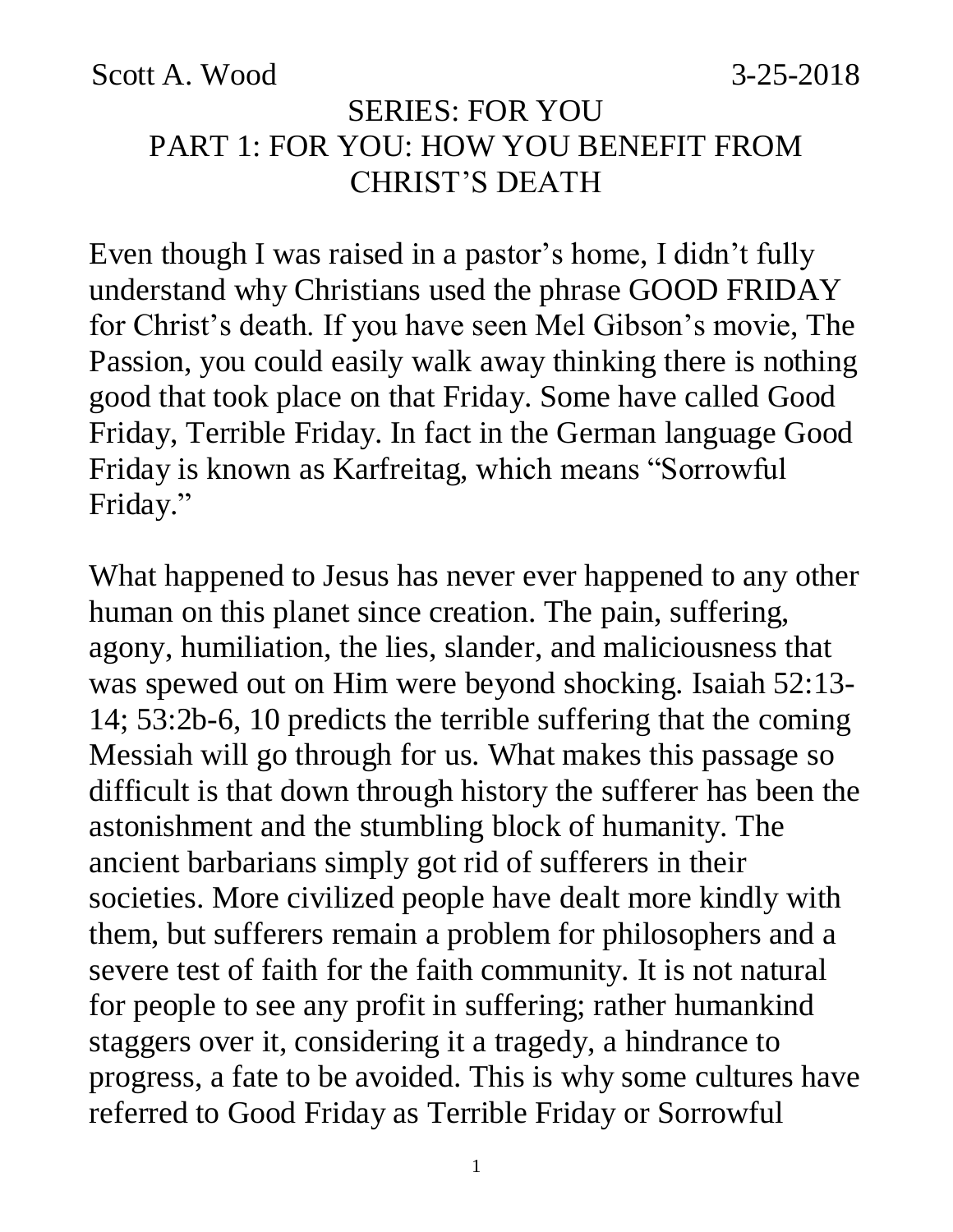Scott A. Wood 3-25-2018

# SERIES: FOR YOU

## PART 1: FOR YOU: HOW YOU BENEFIT FROM CHRIST'S DEATH

Even though I was raised in a pastor's home, I didn't fully understand why Christians used the phrase GOOD FRIDAY for Christ's death. If you have seen Mel Gibson's movie, The Passion, you could easily walk away thinking there is nothing good that took place on that Friday. Some have called Good Friday, Terrible Friday. In fact in the German language Good Friday is known as Karfreitag, which means "Sorrowful Friday."

What happened to Jesus has never ever happened to any other human on this planet since creation. The pain, suffering, agony, humiliation, the lies, slander, and maliciousness that was spewed out on Him were beyond shocking. Isaiah 52:13-14; 53:2b-6, 10 predicts the terrible suffering that the coming Messiah will go through for us. What makes this passage so difficult is that down through history the sufferer has been the astonishment and the stumbling block of humanity. The ancient barbarians simply got rid of sufferers in their societies. More civilized people have dealt more kindly with them, but sufferers remain a problem for philosophers and a severe test of faith for the faith community. It is not natural for people to see any profit in suffering; rather humankind staggers over it, considering it a tragedy, a hindrance to progress, a fate to be avoided. This is why some cultures have referred to Good Friday as Terrible Friday or Sorrowful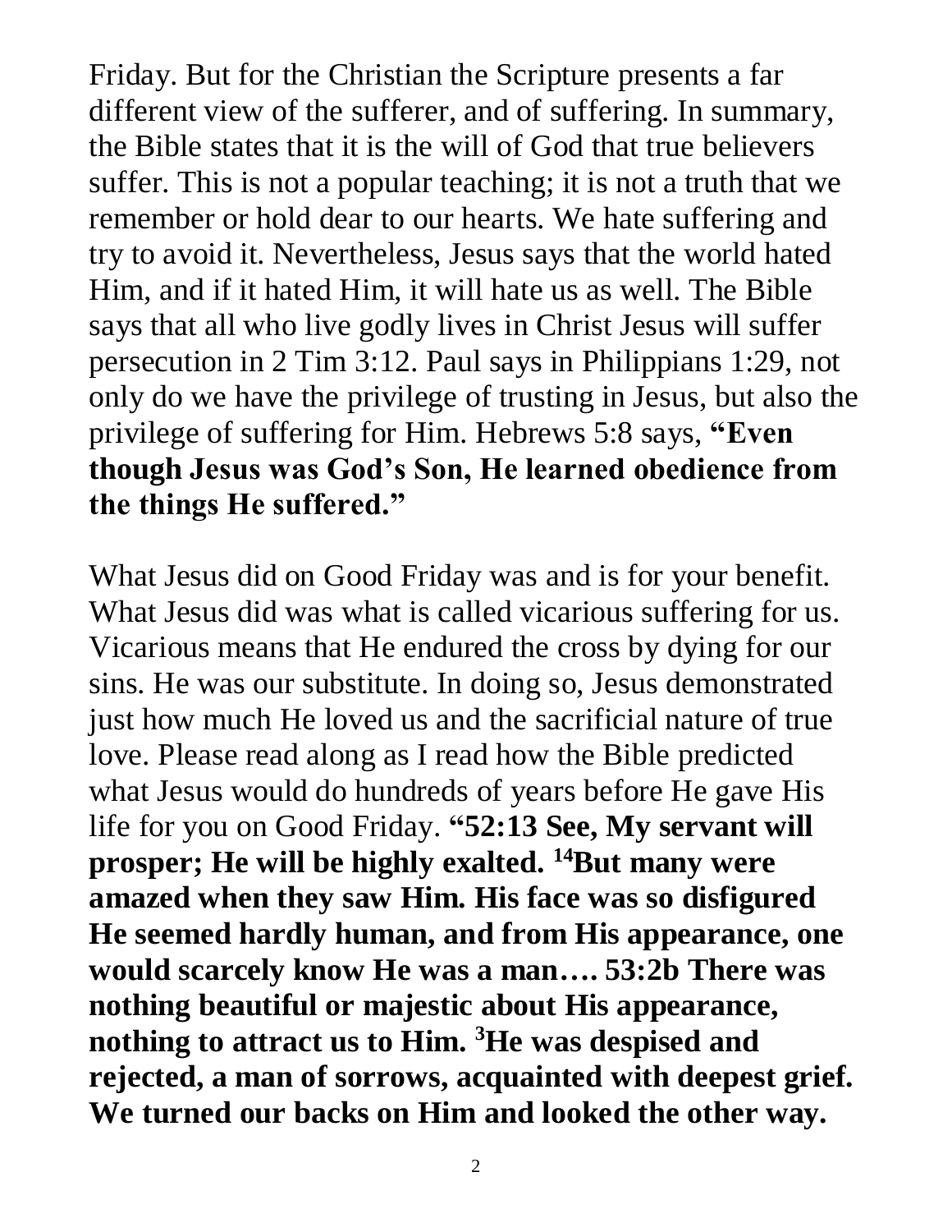Friday. But for the Christian the Scripture presents a far different view of the sufferer, and of suffering. In summary, the Bible states that it is the will of God that true believers suffer. This is not a popular teaching; it is not a truth that we remember or hold dear to our hearts. We hate suffering and try to avoid it. Nevertheless, Jesus says that the world hated Him, and if it hated Him, it will hate us as well. The Bible says that all who live godly lives in Christ Jesus will suffer persecution in 2 Tim 3:12. Paul says in Philippians 1:29, not only do we have the privilege of trusting in Jesus, but also the privilege of suffering for Him. Hebrews 5:8 says, **"Even though Jesus was God's Son, He learned obedience from the things He suffered."**

What Jesus did on Good Friday was and is for your benefit. What Jesus did was what is called vicarious suffering for us. Vicarious means that He endured the cross by dying for our sins. He was our substitute. In doing so, Jesus demonstrated just how much He loved us and the sacrificial nature of true love. Please read along as I read how the Bible predicted what Jesus would do hundreds of years before He gave His life for you on Good Friday. **"52:13 See, My servant will prosper; He will be highly exalted. 14But many were amazed when they saw Him. His face was so disfigured He seemed hardly human, and from His appearance, one would scarcely know He was a man…. 53:2b There was nothing beautiful or majestic about His appearance, nothing to attract us to Him. 3He was despised and rejected, a man of sorrows, acquainted with deepest grief. We turned our backs on Him and looked the other way.**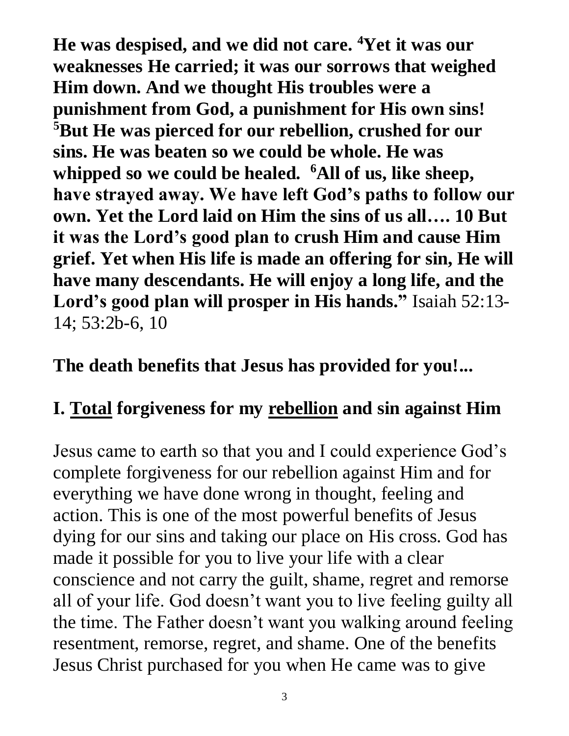**He was despised, and we did not care. [4]Yet it was our weaknesses He carried; it was our sorrows that weighed Him down. And we thought His troubles were a punishment from God, a punishment for His own sins! [5]But He was pierced for our rebellion, crushed for our sins. He was beaten so we could be whole. He was whipped so we could be healed. [6]All of us, like sheep, have strayed away. We have left God's paths to follow our own. Yet the Lord laid on Him the sins of us all…. 10 But it was the Lord's good plan to crush Him and cause Him grief. Yet when His life is made an offering for sin, He will have many descendants. He will enjoy a long life, and the Lord's good plan will prosper in His hands."** Isaiah 52:13-14; 53:2b-6, 10

**The death benefits that Jesus has provided for you!...**

## I. <u>Total</u> forgiveness for my <u>rebellion</u> and sin against Him

Jesus came to earth so that you and I could experience God's complete forgiveness for our rebellion against Him and for everything we have done wrong in thought, feeling and action. This is one of the most powerful benefits of Jesus dying for our sins and taking our place on His cross. God has made it possible for you to live your life with a clear conscience and not carry the guilt, shame, regret and remorse all of your life. God doesn't want you to live feeling guilty all the time. The Father doesn't want you walking around feeling resentment, remorse, regret, and shame. One of the benefits Jesus Christ purchased for you when He came was to give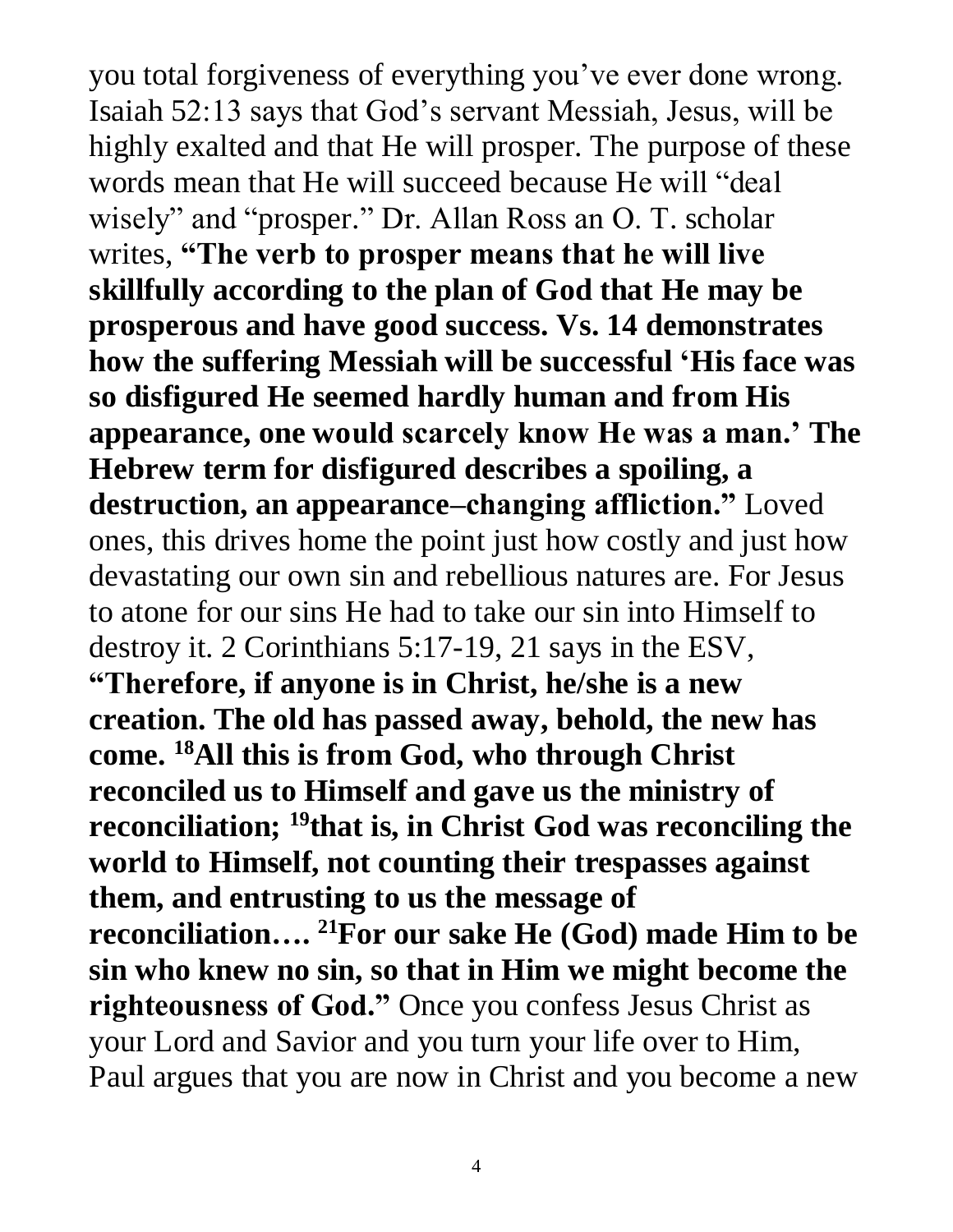you total forgiveness of everything you've ever done wrong. Isaiah 52:13 says that God's servant Messiah, Jesus, will be highly exalted and that He will prosper. The purpose of these words mean that He will succeed because He will "deal wisely" and "prosper." Dr. Allan Ross an O. T. scholar writes, **"The verb to prosper means that he will live skillfully according to the plan of God that He may be prosperous and have good success. Vs. 14 demonstrates how the suffering Messiah will be successful 'His face was so disfigured He seemed hardly human and from His appearance, one would scarcely know He was a man.' The Hebrew term for disfigured describes a spoiling, a destruction, an appearance–changing affliction."** Loved ones, this drives home the point just how costly and just how devastating our own sin and rebellious natures are. For Jesus to atone for our sins He had to take our sin into Himself to destroy it. 2 Corinthians 5:17-19, 21 says in the ESV, **"Therefore, if anyone is in Christ, he/she is a new creation. The old has passed away, behold, the new has come. [18]All this is from God, who through Christ reconciled us to Himself and gave us the ministry of reconciliation; [19]that is, in Christ God was reconciling the world to Himself, not counting their trespasses against them, and entrusting to us the message of reconciliation…. [21]For our sake He (God) made Him to be sin who knew no sin, so that in Him we might become the righteousness of God."** Once you confess Jesus Christ as your Lord and Savior and you turn your life over to Him, Paul argues that you are now in Christ and you become a new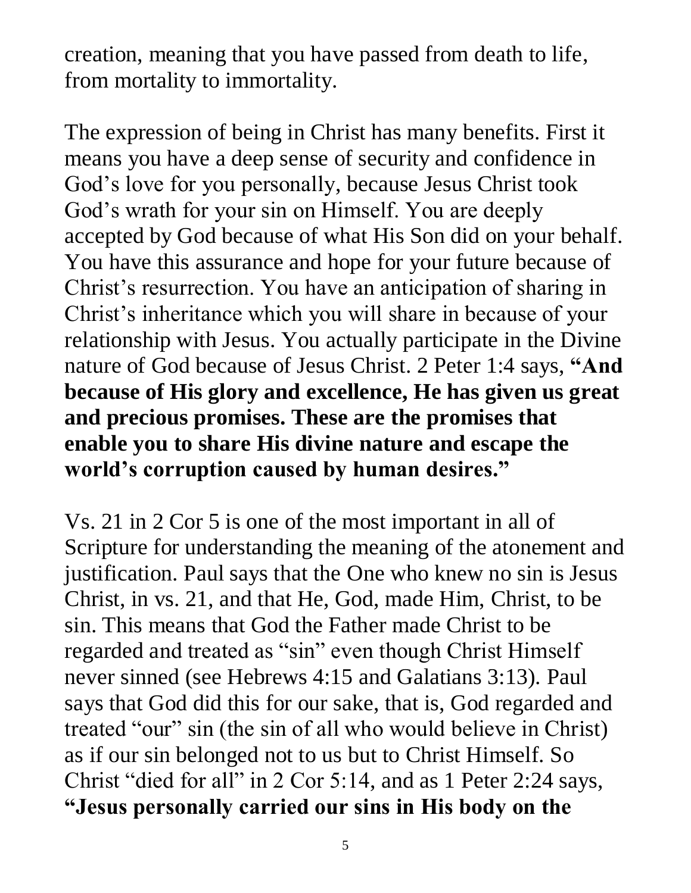creation, meaning that you have passed from death to life, from mortality to immortality.

The expression of being in Christ has many benefits. First it means you have a deep sense of security and confidence in God's love for you personally, because Jesus Christ took God's wrath for your sin on Himself. You are deeply accepted by God because of what His Son did on your behalf. You have this assurance and hope for your future because of Christ's resurrection. You have an anticipation of sharing in Christ's inheritance which you will share in because of your relationship with Jesus. You actually participate in the Divine nature of God because of Jesus Christ. 2 Peter 1:4 says, **"And because of His glory and excellence, He has given us great and precious promises. These are the promises that enable you to share His divine nature and escape the world's corruption caused by human desires."**

Vs. 21 in 2 Cor 5 is one of the most important in all of Scripture for understanding the meaning of the atonement and justification. Paul says that the One who knew no sin is Jesus Christ, in vs. 21, and that He, God, made Him, Christ, to be sin. This means that God the Father made Christ to be regarded and treated as "sin" even though Christ Himself never sinned (see Hebrews 4:15 and Galatians 3:13). Paul says that God did this for our sake, that is, God regarded and treated "our" sin (the sin of all who would believe in Christ) as if our sin belonged not to us but to Christ Himself. So Christ "died for all" in 2 Cor 5:14, and as 1 Peter 2:24 says, **"Jesus personally carried our sins in His body on the**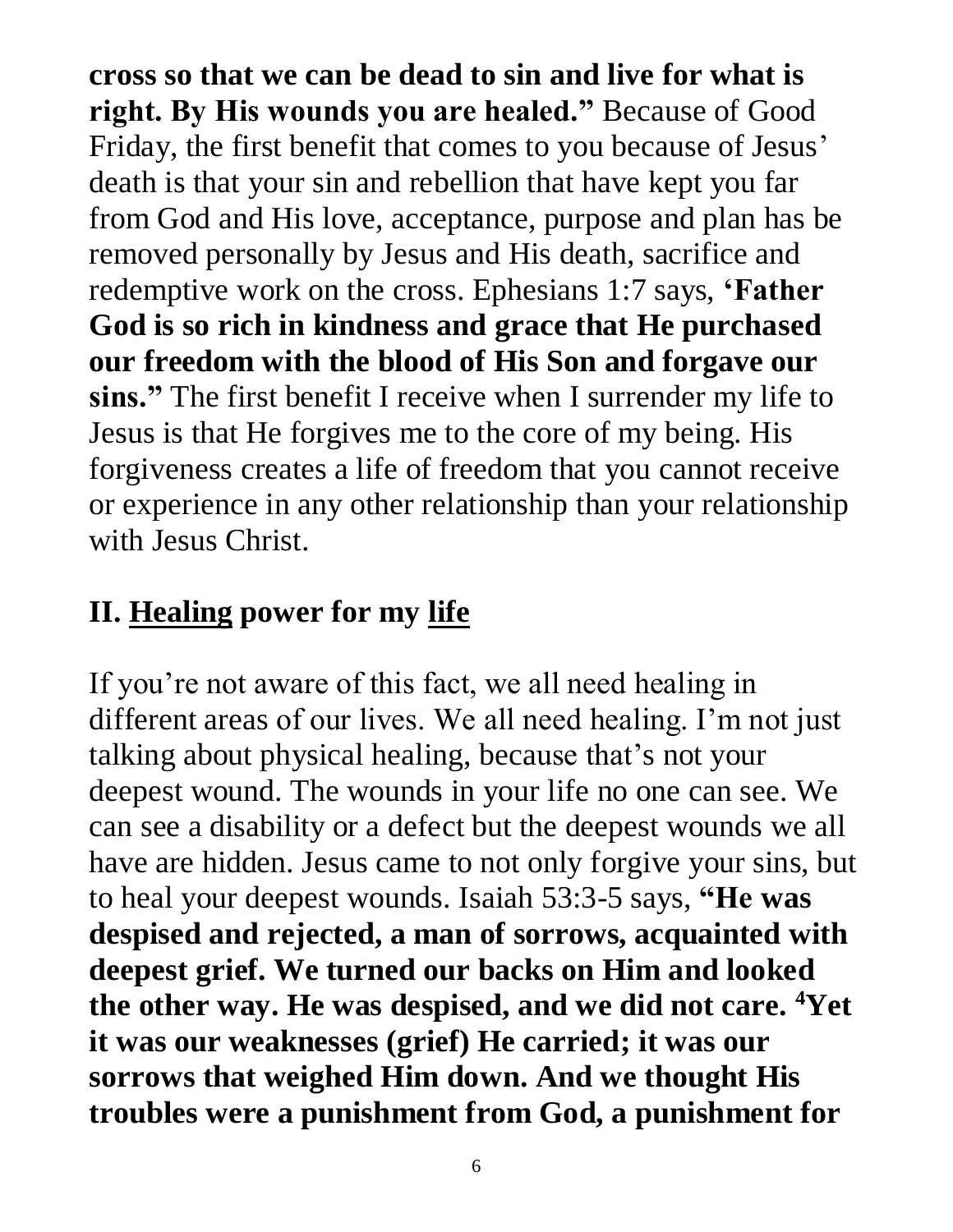**cross so that we can be dead to sin and live for what is right. By His wounds you are healed."** Because of Good Friday, the first benefit that comes to you because of Jesus' death is that your sin and rebellion that have kept you far from God and His love, acceptance, purpose and plan has be removed personally by Jesus and His death, sacrifice and redemptive work on the cross. Ephesians 1:7 says, **'Father God is so rich in kindness and grace that He purchased our freedom with the blood of His Son and forgave our sins."** The first benefit I receive when I surrender my life to Jesus is that He forgives me to the core of my being. His forgiveness creates a life of freedom that you cannot receive or experience in any other relationship than your relationship with Jesus Christ.

## II. <u>Healing</u> power for my <u>life</u>

If you're not aware of this fact, we all need healing in different areas of our lives. We all need healing. I'm not just talking about physical healing, because that's not your deepest wound. The wounds in your life no one can see. We can see a disability or a defect but the deepest wounds we all have are hidden. Jesus came to not only forgive your sins, but to heal your deepest wounds. Isaiah 53:3-5 says, **"He was despised and rejected, a man of sorrows, acquainted with deepest grief. We turned our backs on Him and looked the other way. He was despised, and we did not care. [4]Yet it was our weaknesses (grief) He carried; it was our sorrows that weighed Him down. And we thought His troubles were a punishment from God, a punishment for**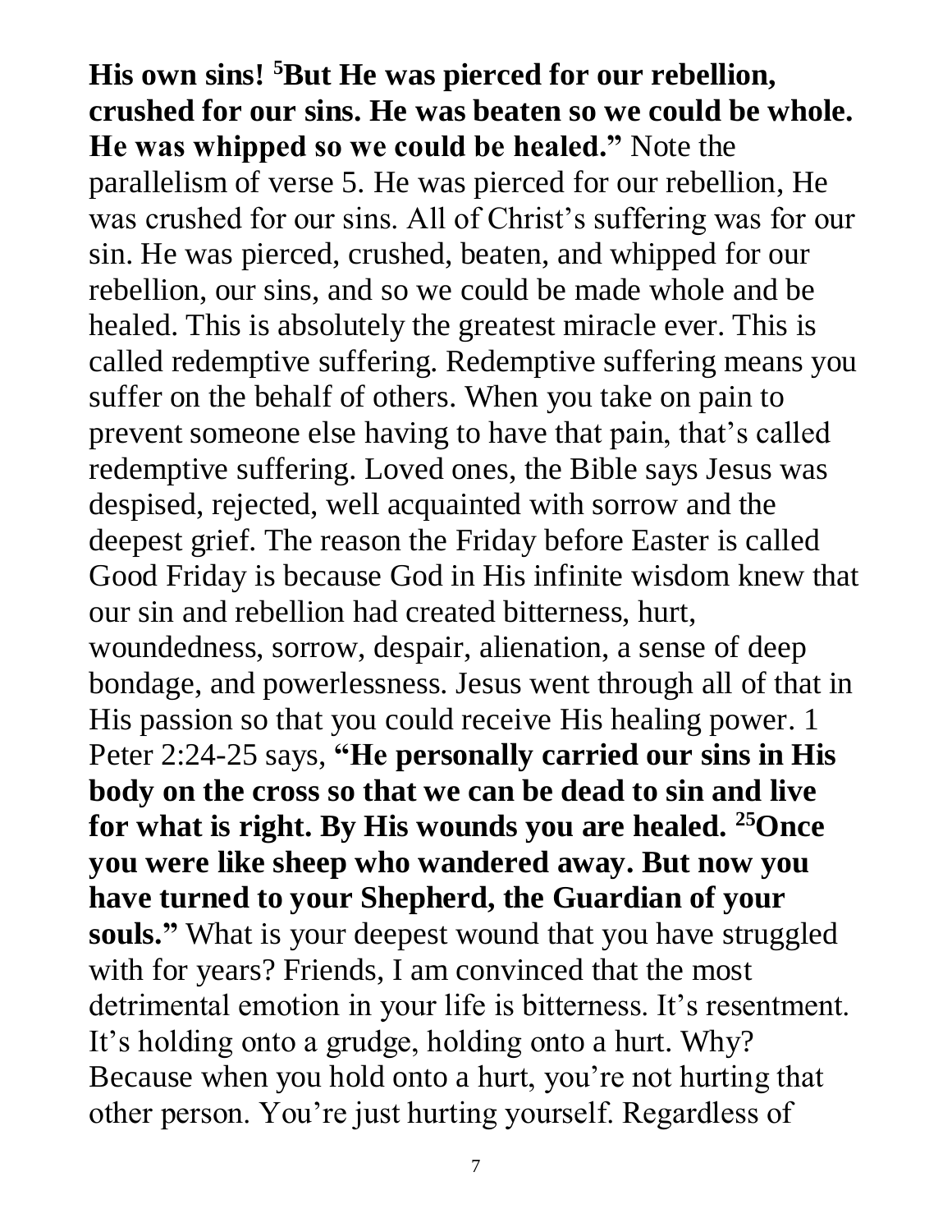**His own sins! [5]But He was pierced for our rebellion, crushed for our sins. He was beaten so we could be whole. He was whipped so we could be healed."** Note the parallelism of verse 5. He was pierced for our rebellion, He was crushed for our sins. All of Christ's suffering was for our sin. He was pierced, crushed, beaten, and whipped for our rebellion, our sins, and so we could be made whole and be healed. This is absolutely the greatest miracle ever. This is called redemptive suffering. Redemptive suffering means you suffer on the behalf of others. When you take on pain to prevent someone else having to have that pain, that's called redemptive suffering. Loved ones, the Bible says Jesus was despised, rejected, well acquainted with sorrow and the deepest grief. The reason the Friday before Easter is called Good Friday is because God in His infinite wisdom knew that our sin and rebellion had created bitterness, hurt, woundedness, sorrow, despair, alienation, a sense of deep bondage, and powerlessness. Jesus went through all of that in His passion so that you could receive His healing power. 1 Peter 2:24-25 says, **"He personally carried our sins in His body on the cross so that we can be dead to sin and live for what is right. By His wounds you are healed. [25]Once you were like sheep who wandered away. But now you have turned to your Shepherd, the Guardian of your souls."** What is your deepest wound that you have struggled with for years? Friends, I am convinced that the most detrimental emotion in your life is bitterness. It's resentment. It's holding onto a grudge, holding onto a hurt. Why? Because when you hold onto a hurt, you're not hurting that other person. You're just hurting yourself. Regardless of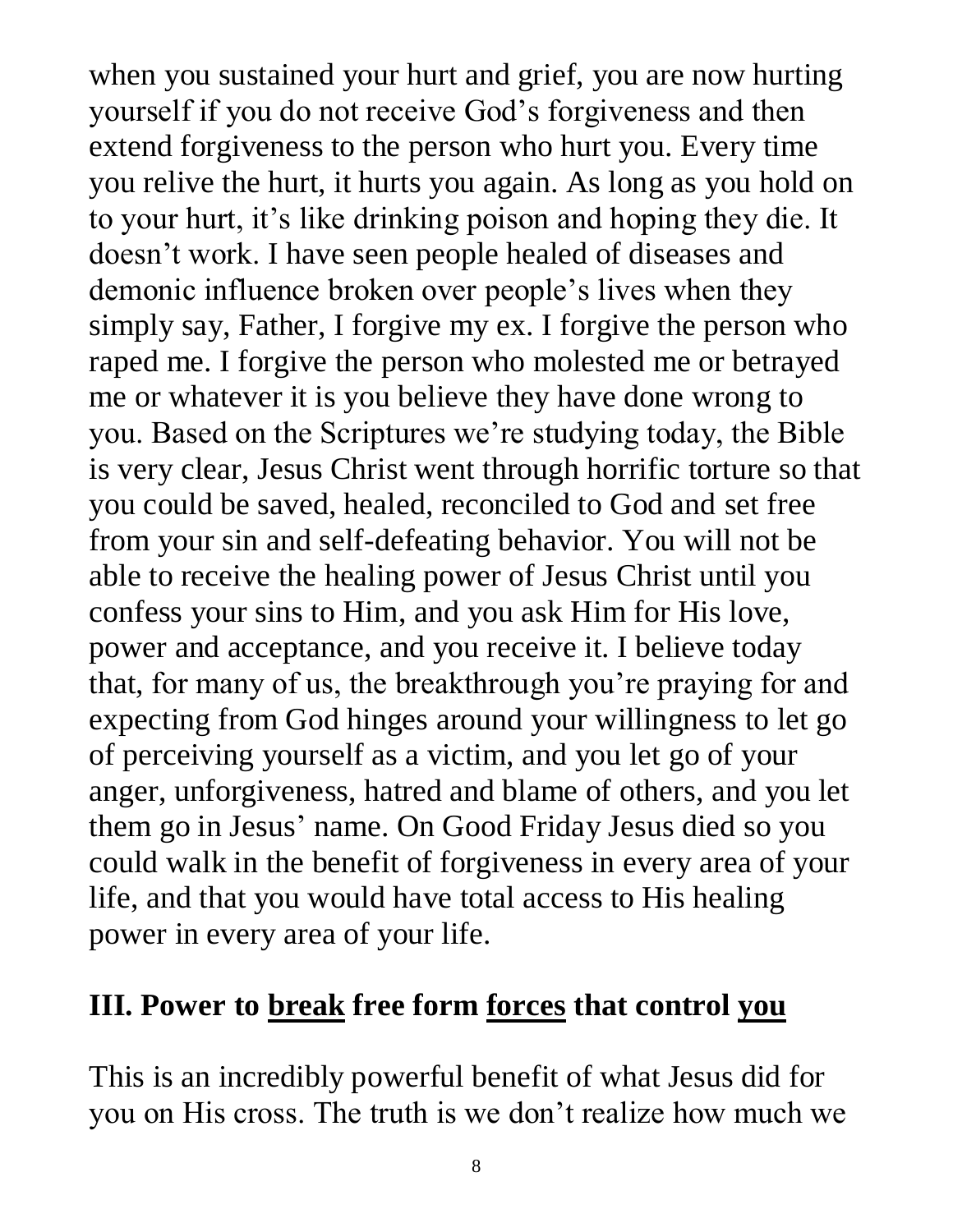when you sustained your hurt and grief, you are now hurting yourself if you do not receive God's forgiveness and then extend forgiveness to the person who hurt you. Every time you relive the hurt, it hurts you again. As long as you hold on to your hurt, it's like drinking poison and hoping they die. It doesn't work. I have seen people healed of diseases and demonic influence broken over people's lives when they simply say, Father, I forgive my ex. I forgive the person who raped me. I forgive the person who molested me or betrayed me or whatever it is you believe they have done wrong to you. Based on the Scriptures we're studying today, the Bible is very clear, Jesus Christ went through horrific torture so that you could be saved, healed, reconciled to God and set free from your sin and self-defeating behavior. You will not be able to receive the healing power of Jesus Christ until you confess your sins to Him, and you ask Him for His love, power and acceptance, and you receive it. I believe today that, for many of us, the breakthrough you're praying for and expecting from God hinges around your willingness to let go of perceiving yourself as a victim, and you let go of your anger, unforgiveness, hatred and blame of others, and you let them go in Jesus' name. On Good Friday Jesus died so you could walk in the benefit of forgiveness in every area of your life, and that you would have total access to His healing power in every area of your life.

## III. Power to <u>break</u> free form <u>forces</u> that control <u>you</u>

This is an incredibly powerful benefit of what Jesus did for you on His cross. The truth is we don't realize how much we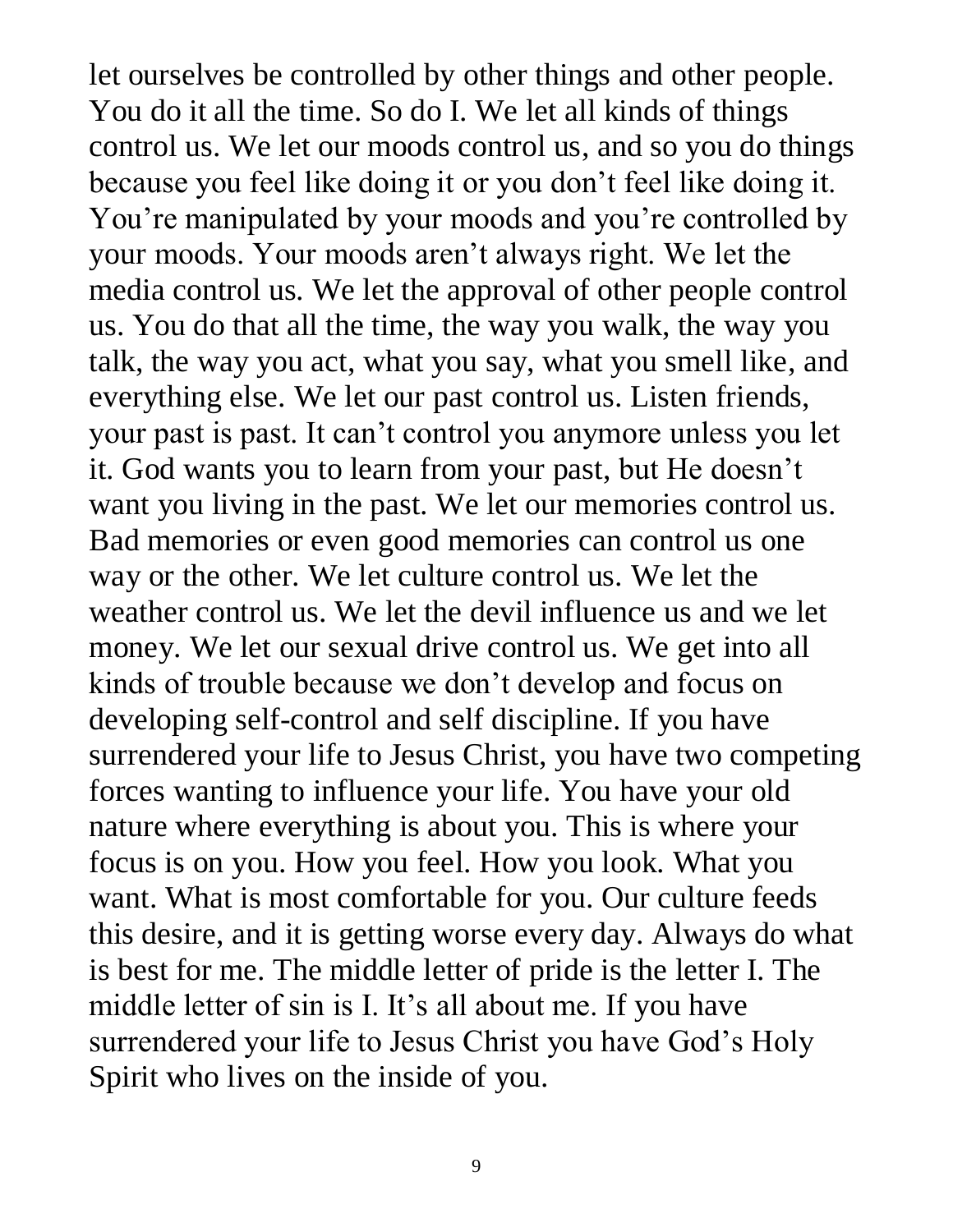let ourselves be controlled by other things and other people. You do it all the time. So do I. We let all kinds of things control us. We let our moods control us, and so you do things because you feel like doing it or you don't feel like doing it. You're manipulated by your moods and you're controlled by your moods. Your moods aren't always right. We let the media control us. We let the approval of other people control us. You do that all the time, the way you walk, the way you talk, the way you act, what you say, what you smell like, and everything else. We let our past control us. Listen friends, your past is past. It can't control you anymore unless you let it. God wants you to learn from your past, but He doesn't want you living in the past. We let our memories control us. Bad memories or even good memories can control us one way or the other. We let culture control us. We let the weather control us. We let the devil influence us and we let money. We let our sexual drive control us. We get into all kinds of trouble because we don't develop and focus on developing self-control and self discipline. If you have surrendered your life to Jesus Christ, you have two competing forces wanting to influence your life. You have your old nature where everything is about you. This is where your focus is on you. How you feel. How you look. What you want. What is most comfortable for you. Our culture feeds this desire, and it is getting worse every day. Always do what is best for me. The middle letter of pride is the letter I. The middle letter of sin is I. It's all about me. If you have surrendered your life to Jesus Christ you have God's Holy Spirit who lives on the inside of you.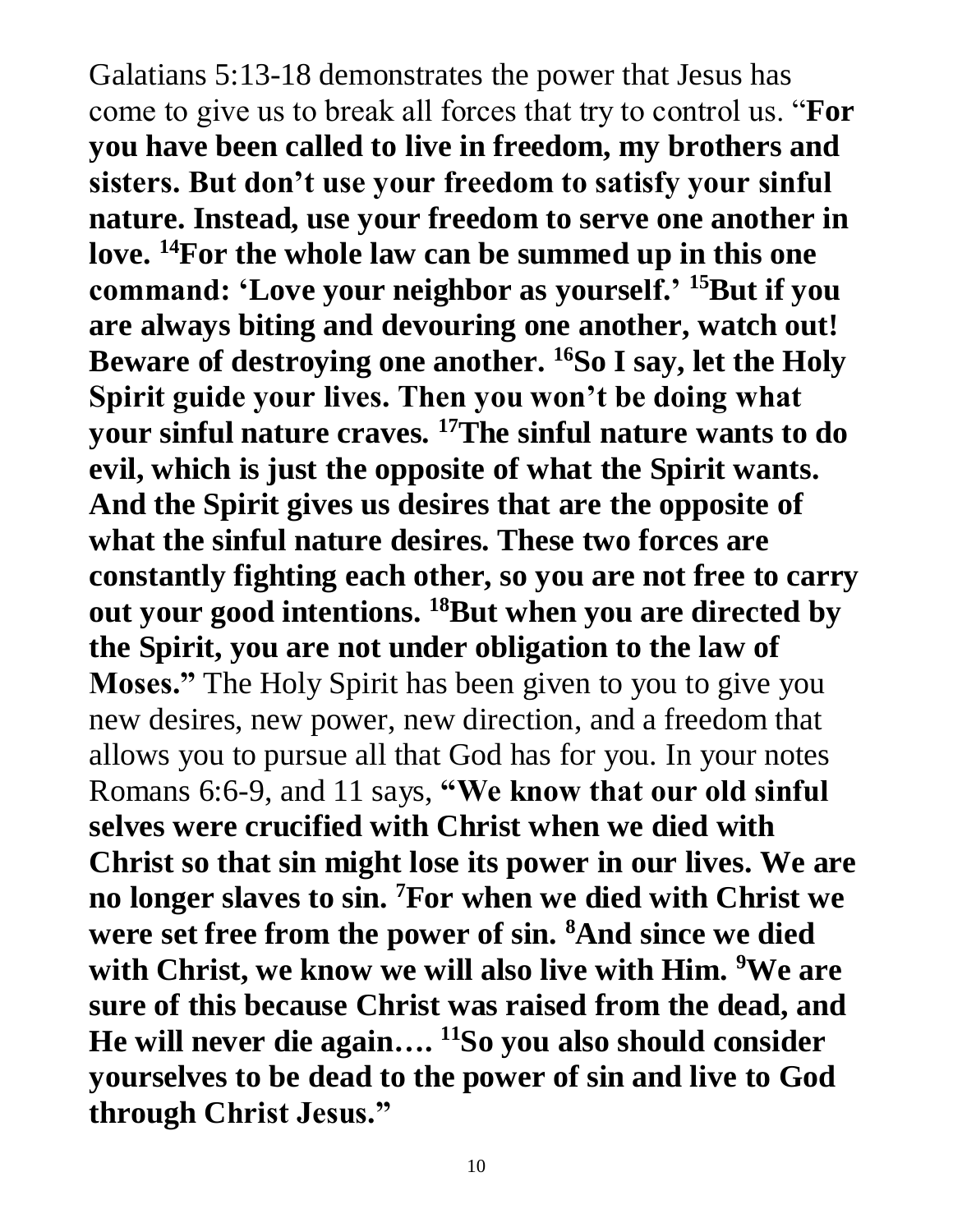Galatians 5:13-18 demonstrates the power that Jesus has come to give us to break all forces that try to control us. "**For you have been called to live in freedom, my brothers and sisters. But don't use your freedom to satisfy your sinful nature. Instead, use your freedom to serve one another in love. [14]For the whole law can be summed up in this one command: 'Love your neighbor as yourself.' [15]But if you are always biting and devouring one another, watch out! Beware of destroying one another. [16]So I say, let the Holy Spirit guide your lives. Then you won't be doing what your sinful nature craves. [17]The sinful nature wants to do evil, which is just the opposite of what the Spirit wants. And the Spirit gives us desires that are the opposite of what the sinful nature desires. These two forces are constantly fighting each other, so you are not free to carry out your good intentions. [18]But when you are directed by the Spirit, you are not under obligation to the law of Moses."** The Holy Spirit has been given to you to give you new desires, new power, new direction, and a freedom that allows you to pursue all that God has for you. In your notes Romans 6:6-9, and 11 says, **"We know that our old sinful selves were crucified with Christ when we died with Christ so that sin might lose its power in our lives. We are no longer slaves to sin. [7]For when we died with Christ we were set free from the power of sin. [8]And since we died with Christ, we know we will also live with Him. [9]We are sure of this because Christ was raised from the dead, and He will never die again…. [11]So you also should consider yourselves to be dead to the power of sin and live to God through Christ Jesus."**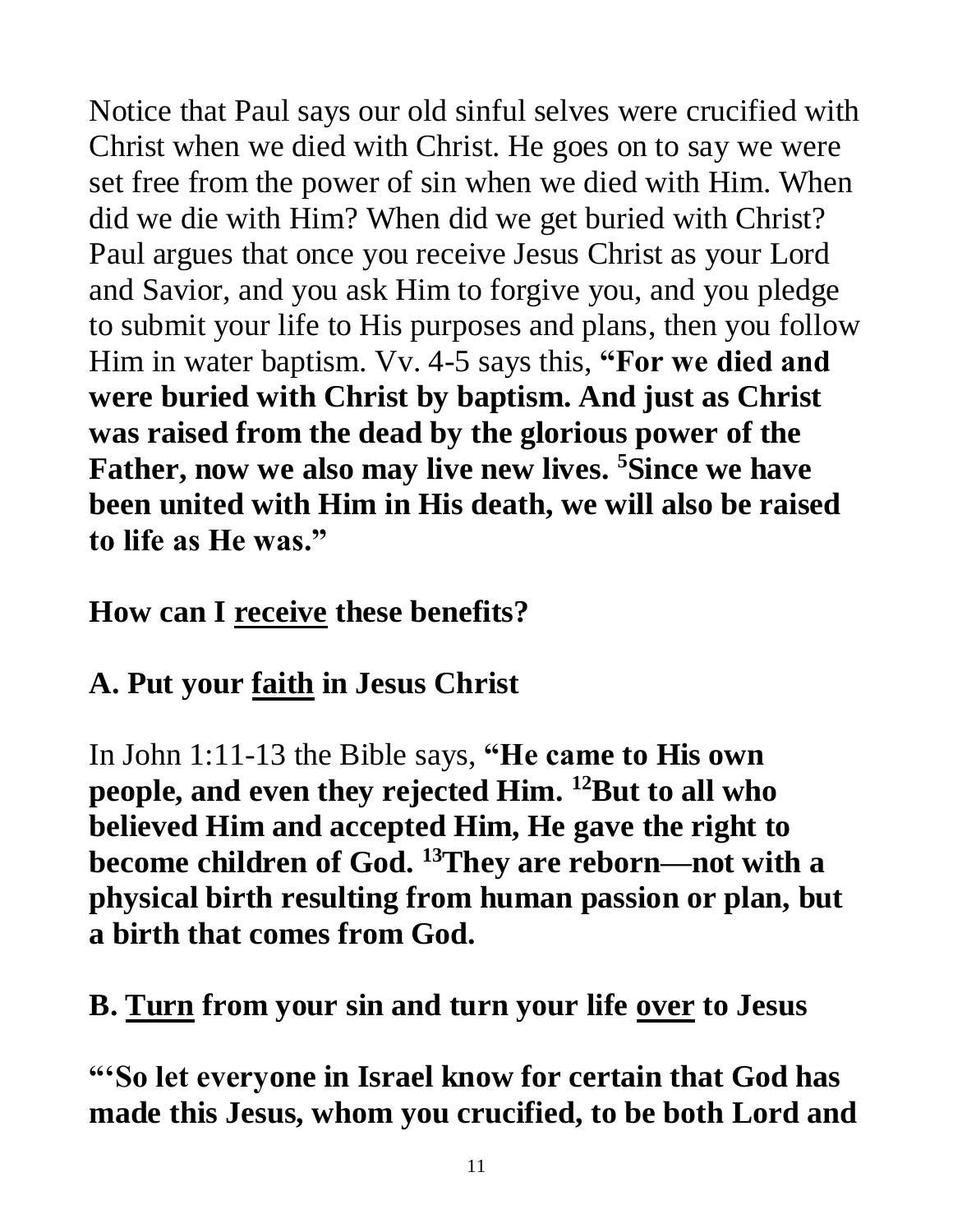Notice that Paul says our old sinful selves were crucified with Christ when we died with Christ. He goes on to say we were set free from the power of sin when we died with Him. When did we die with Him? When did we get buried with Christ? Paul argues that once you receive Jesus Christ as your Lord and Savior, and you ask Him to forgive you, and you pledge to submit your life to His purposes and plans, then you follow Him in water baptism. Vv. 4-5 says this, **"For we died and were buried with Christ by baptism. And just as Christ was raised from the dead by the glorious power of the Father, now we also may live new lives. [5]Since we have been united with Him in His death, we will also be raised to life as He was."**

**How can I <u>receive</u> these benefits?**

**A. Put your <u>faith</u> in Jesus Christ**

In John 1:11-13 the Bible says, **"He came to His own people, and even they rejected Him. [12]But to all who believed Him and accepted Him, He gave the right to become children of God. [13]They are reborn—not with a physical birth resulting from human passion or plan, but a birth that comes from God.**

**B. <u>Turn</u> from your sin and turn your life <u>over</u> to Jesus**

**"'So let everyone in Israel know for certain that God has made this Jesus, whom you crucified, to be both Lord and**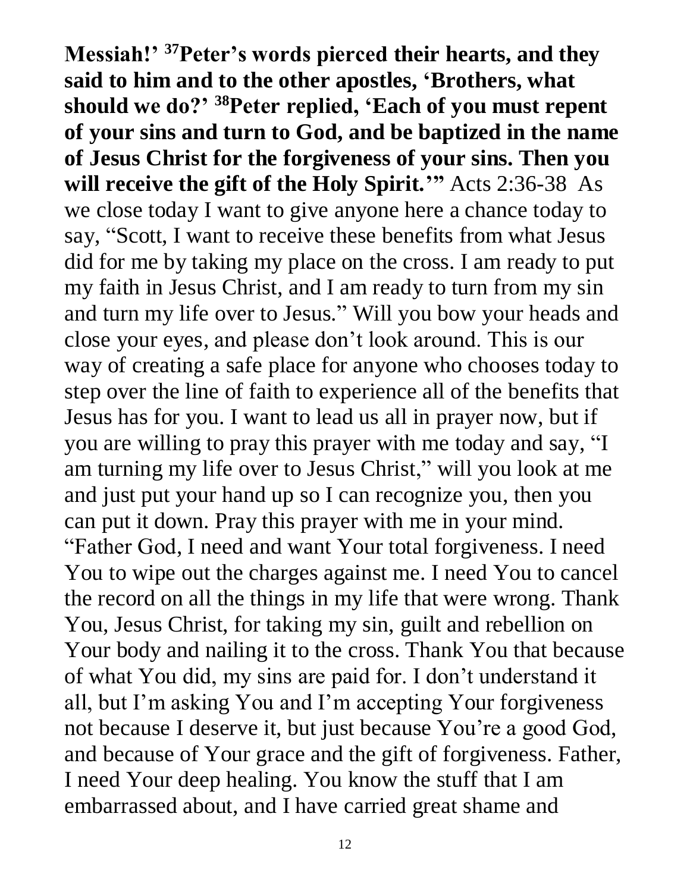**Messiah!' [37]Peter's words pierced their hearts, and they said to him and to the other apostles, 'Brothers, what should we do?' [38]Peter replied, 'Each of you must repent of your sins and turn to God, and be baptized in the name of Jesus Christ for the forgiveness of your sins. Then you will receive the gift of the Holy Spirit.'"** Acts 2:36-38 As we close today I want to give anyone here a chance today to say, "Scott, I want to receive these benefits from what Jesus did for me by taking my place on the cross. I am ready to put my faith in Jesus Christ, and I am ready to turn from my sin and turn my life over to Jesus." Will you bow your heads and close your eyes, and please don't look around. This is our way of creating a safe place for anyone who chooses today to step over the line of faith to experience all of the benefits that Jesus has for you. I want to lead us all in prayer now, but if you are willing to pray this prayer with me today and say, "I am turning my life over to Jesus Christ," will you look at me and just put your hand up so I can recognize you, then you can put it down. Pray this prayer with me in your mind. "Father God, I need and want Your total forgiveness. I need You to wipe out the charges against me. I need You to cancel the record on all the things in my life that were wrong. Thank You, Jesus Christ, for taking my sin, guilt and rebellion on Your body and nailing it to the cross. Thank You that because of what You did, my sins are paid for. I don't understand it all, but I'm asking You and I'm accepting Your forgiveness not because I deserve it, but just because You're a good God, and because of Your grace and the gift of forgiveness. Father, I need Your deep healing. You know the stuff that I am embarrassed about, and I have carried great shame and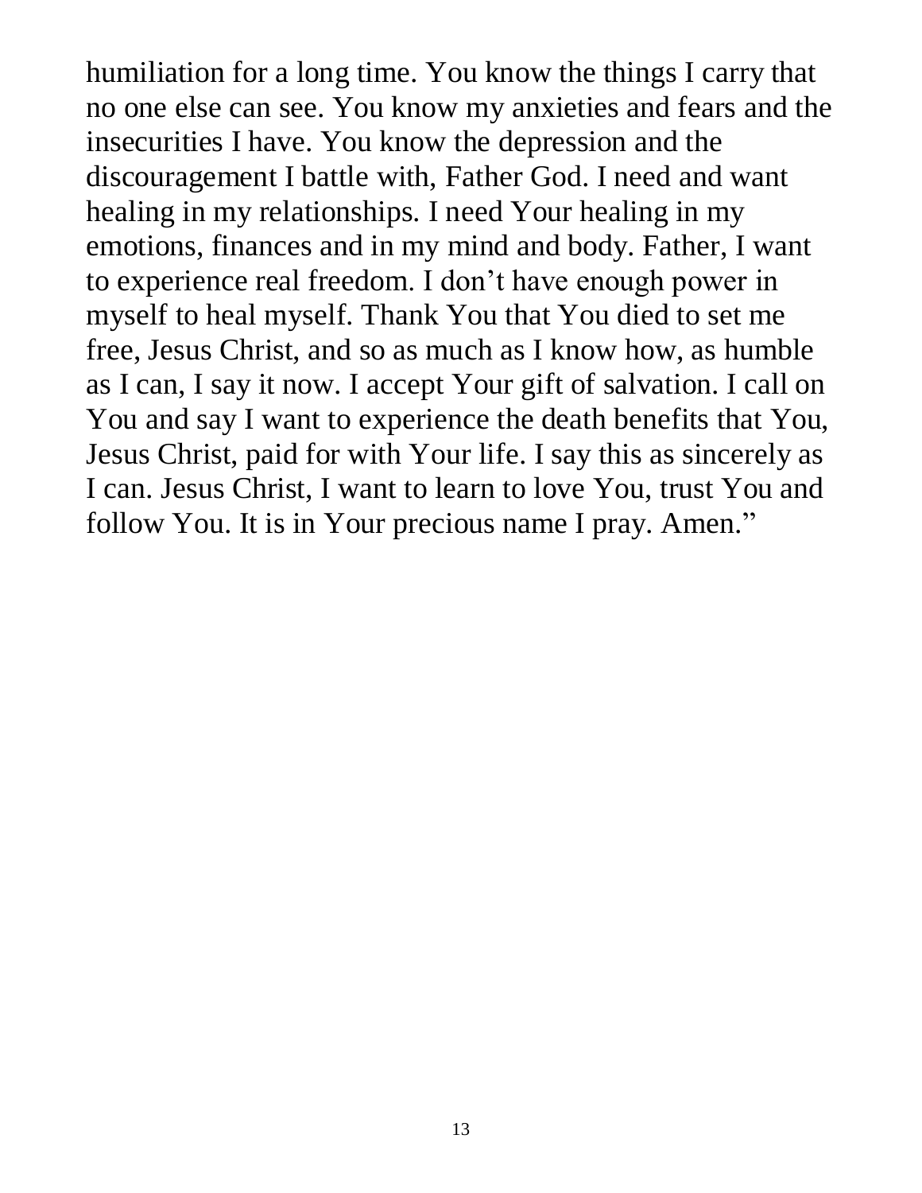humiliation for a long time. You know the things I carry that no one else can see. You know my anxieties and fears and the insecurities I have. You know the depression and the discouragement I battle with, Father God. I need and want healing in my relationships. I need Your healing in my emotions, finances and in my mind and body. Father, I want to experience real freedom. I don't have enough power in myself to heal myself. Thank You that You died to set me free, Jesus Christ, and so as much as I know how, as humble as I can, I say it now. I accept Your gift of salvation. I call on You and say I want to experience the death benefits that You, Jesus Christ, paid for with Your life. I say this as sincerely as I can. Jesus Christ, I want to learn to love You, trust You and follow You. It is in Your precious name I pray. Amen."